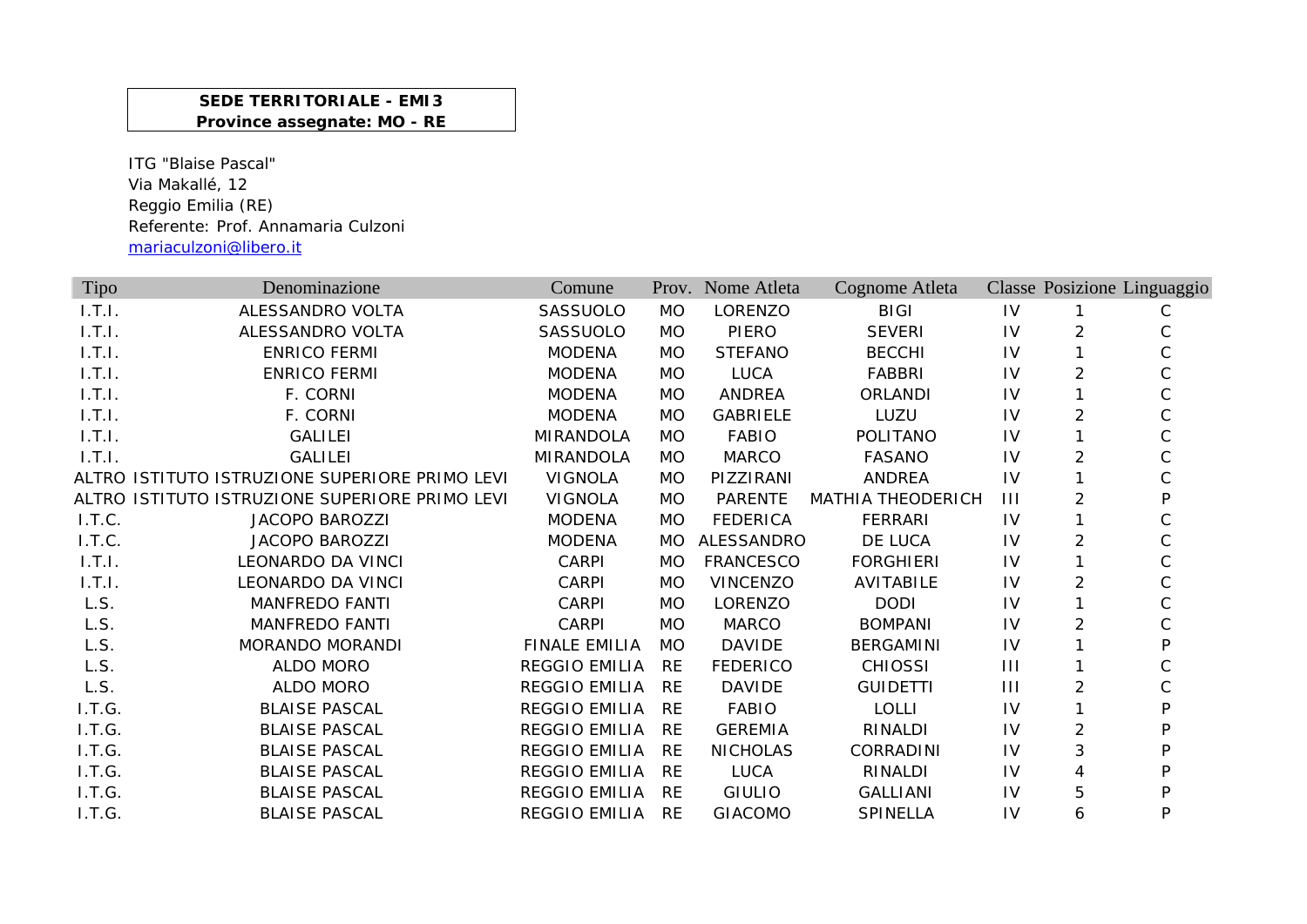**SEDE TERRITORIALE - EMI3**
**Province assegnate: MO - RE**

ITG "Blaise Pascal"
Via Makallé, 12
Reggio Emilia (RE)
Referente: Prof. Annamaria Culzoni
mariaculzoni@libero.it

| Tipo | Denominazione | Comune | Prov. | Nome Atleta | Cognome Atleta | Classe | Posizione | Linguaggio |
|---|---|---|---|---|---|---|---|---|
| I.T.I. | ALESSANDRO VOLTA | SASSUOLO | MO | LORENZO | BIGI | IV | 1 | C |
| I.T.I. | ALESSANDRO VOLTA | SASSUOLO | MO | PIERO | SEVERI | IV | 2 | C |
| I.T.I. | ENRICO FERMI | MODENA | MO | STEFANO | BECCHI | IV | 1 | C |
| I.T.I. | ENRICO FERMI | MODENA | MO | LUCA | FABBRI | IV | 2 | C |
| I.T.I. | F. CORNI | MODENA | MO | ANDREA | ORLANDI | IV | 1 | C |
| I.T.I. | F. CORNI | MODENA | MO | GABRIELE | LUZU | IV | 2 | C |
| I.T.I. | GALILEI | MIRANDOLA | MO | FABIO | POLITANO | IV | 1 | C |
| I.T.I. | GALILEI | MIRANDOLA | MO | MARCO | FASANO | IV | 2 | C |
| ALTRO | ISTITUTO ISTRUZIONE SUPERIORE PRIMO LEVI | VIGNOLA | MO | PIZZIRANI | ANDREA | IV | 1 | C |
| ALTRO | ISTITUTO ISTRUZIONE SUPERIORE PRIMO LEVI | VIGNOLA | MO | PARENTE | MATHIA THEODERICH | III | 2 | P |
| I.T.C. | JACOPO BAROZZI | MODENA | MO | FEDERICA | FERRARI | IV | 1 | C |
| I.T.C. | JACOPO BAROZZI | MODENA | MO | ALESSANDRO | DE LUCA | IV | 2 | C |
| I.T.I. | LEONARDO DA VINCI | CARPI | MO | FRANCESCO | FORGHIERI | IV | 1 | C |
| I.T.I. | LEONARDO DA VINCI | CARPI | MO | VINCENZO | AVITABILE | IV | 2 | C |
| L.S. | MANFREDO FANTI | CARPI | MO | LORENZO | DODI | IV | 1 | C |
| L.S. | MANFREDO FANTI | CARPI | MO | MARCO | BOMPANI | IV | 2 | C |
| L.S. | MORANDO MORANDI | FINALE EMILIA | MO | DAVIDE | BERGAMINI | IV | 1 | P |
| L.S. | ALDO MORO | REGGIO EMILIA | RE | FEDERICO | CHIOSSI | III | 1 | C |
| L.S. | ALDO MORO | REGGIO EMILIA | RE | DAVIDE | GUIDETTI | III | 2 | C |
| I.T.G. | BLAISE PASCAL | REGGIO EMILIA | RE | FABIO | LOLLI | IV | 1 | P |
| I.T.G. | BLAISE PASCAL | REGGIO EMILIA | RE | GEREMIA | RINALDI | IV | 2 | P |
| I.T.G. | BLAISE PASCAL | REGGIO EMILIA | RE | NICHOLAS | CORRADINI | IV | 3 | P |
| I.T.G. | BLAISE PASCAL | REGGIO EMILIA | RE | LUCA | RINALDI | IV | 4 | P |
| I.T.G. | BLAISE PASCAL | REGGIO EMILIA | RE | GIULIO | GALLIANI | IV | 5 | P |
| I.T.G. | BLAISE PASCAL | REGGIO EMILIA | RE | GIACOMO | SPINELLA | IV | 6 | P |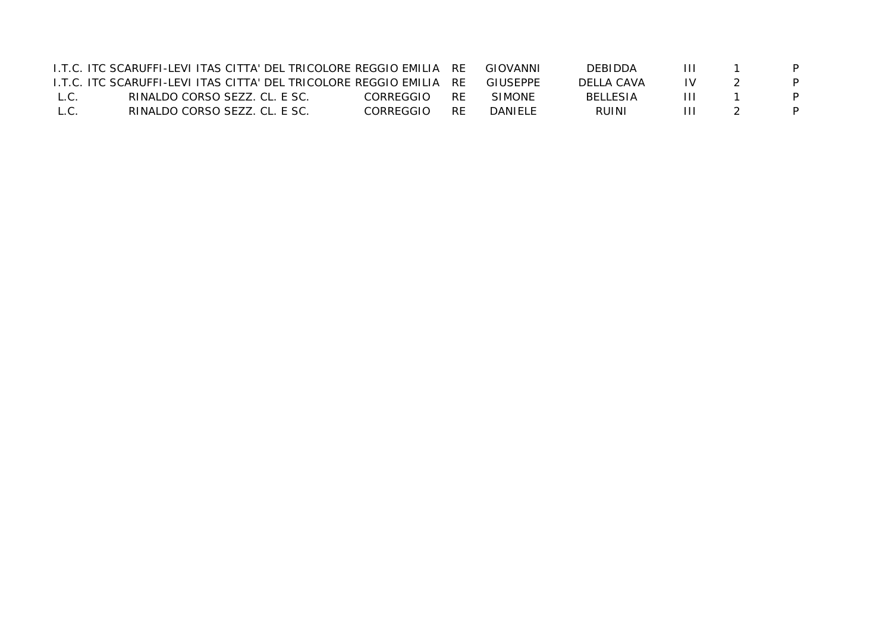| | | | | | | | | |
|---|---|---|---|---|---|---|---|---|
| I.T.C. | ITC SCARUFFI-LEVI ITAS CITTA' DEL TRICOLORE | REGGIO EMILIA | RE | GIOVANNI | DEBIDDA | III | 1 | P |
| I.T.C. | ITC SCARUFFI-LEVI ITAS CITTA' DEL TRICOLORE | REGGIO EMILIA | RE | GIUSEPPE | DELLA CAVA | IV | 2 | P |
| L.C. | RINALDO CORSO SEZZ. CL. E SC. | CORREGGIO | RE | SIMONE | BELLESIA | III | 1 | P |
| L.C. | RINALDO CORSO SEZZ. CL. E SC. | CORREGGIO | RE | DANIELE | RUINI | III | 2 | P |